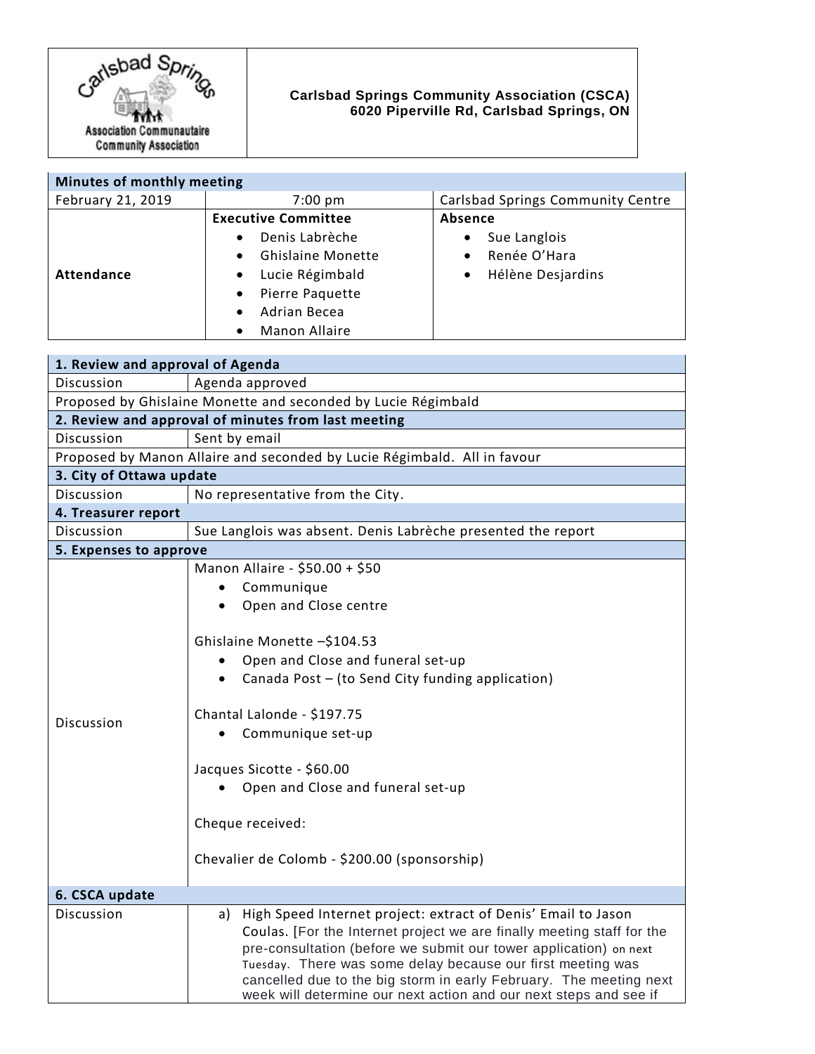**Carlsbad Springs Community Association (CSCA)**
**6020 Piperville Rd, Carlsbad Springs, ON**

| **Minutes of monthly meeting** | | |
|---|---|---|
| February 21, 2019 | 7:00 pm | Carlsbad Springs Community Centre |
| **Attendance** | **Executive Committee**<br>• Denis Labrèche<br>• Ghislaine Monette<br>• Lucie Régimbald<br>• Pierre Paquette<br>• Adrian Becea<br>• Manon Allaire | **Absence**<br>• Sue Langlois<br>• Renée O'Hara<br>• Hélène Desjardins |

| **1. Review and approval of Agenda** | |
|---|---|
| Discussion | Agenda approved |
| Proposed by Ghislaine Monette and seconded by Lucie Régimbald | |
| **2. Review and approval of minutes from last meeting** | |
| Discussion | Sent by email |
| Proposed by Manon Allaire and seconded by Lucie Régimbald. All in favour | |
| **3. City of Ottawa update** | |
| Discussion | No representative from the City. |
| **4. Treasurer report** | |
| Discussion | Sue Langlois was absent. Denis Labrèche presented the report |
| **5. Expenses to approve** | |
| Discussion | Manon Allaire - $50.00 + $50<br>• Communique<br>• Open and Close centre<br><br>Ghislaine Monette –$104.53<br>• Open and Close and funeral set-up<br>• Canada Post – (to Send City funding application)<br><br>Chantal Lalonde - $197.75<br>• Communique set-up<br><br>Jacques Sicotte - $60.00<br>• Open and Close and funeral set-up<br><br>Cheque received:<br><br>Chevalier de Colomb - $200.00 (sponsorship) |
| **6. CSCA update** | |
| Discussion | a) High Speed Internet project: extract of Denis' Email to Jason Coulas. [For the Internet project we are finally meeting staff for the pre-consultation (before we submit our tower application) on next Tuesday. There was some delay because our first meeting was cancelled due to the big storm in early February. The meeting next week will determine our next action and our next steps and see if |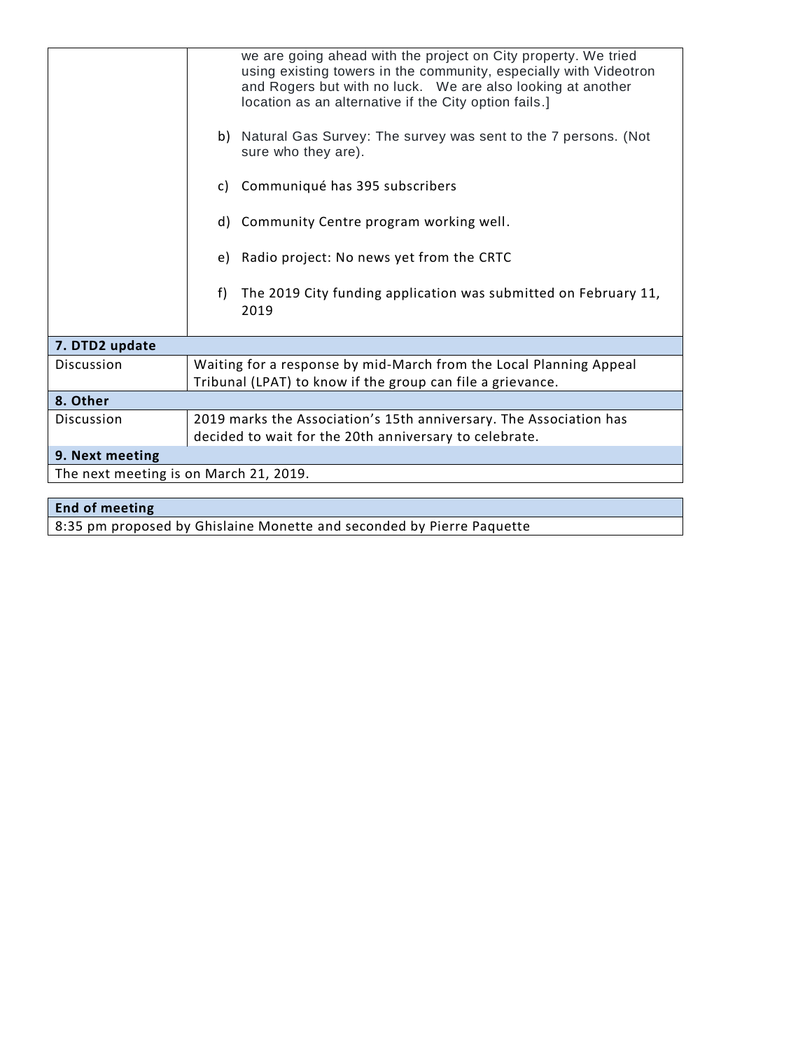| | |
|---|---|
| | we are going ahead with the project on City property. We tried using existing towers in the community, especially with Videotron and Rogers but with no luck. We are also looking at another location as an alternative if the City option fails.]<br><br>b) Natural Gas Survey: The survey was sent to the 7 persons. (Not sure who they are).<br><br>c) Communiqué has 395 subscribers<br><br>d) Community Centre program working well.<br><br>e) Radio project: No news yet from the CRTC<br><br>f) The 2019 City funding application was submitted on February 11, 2019 |
| **7. DTD2 update** | |
| Discussion | Waiting for a response by mid-March from the Local Planning Appeal Tribunal (LPAT) to know if the group can file a grievance. |
| **8. Other** | |
| Discussion | 2019 marks the Association's 15th anniversary. The Association has decided to wait for the 20th anniversary to celebrate. |
| **9. Next meeting** | |
| The next meeting is on March 21, 2019. | |

| **End of meeting** |
|---|
| 8:35 pm proposed by Ghislaine Monette and seconded by Pierre Paquette |